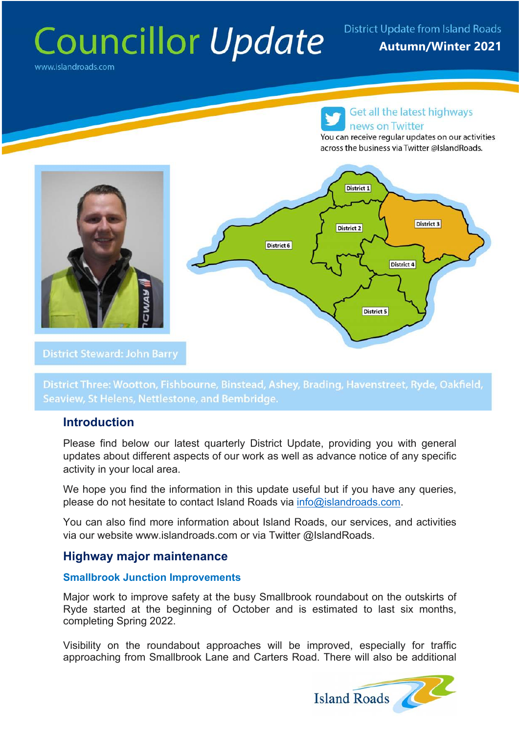# Councillor *Update*

www.islandroads.com

District Update from Island Roads

**Autumn/Winter 2021**

Get all the latest highways news on Twitter

You can receive regular updates on our activities across the business via Twitter @IslandRoads.

District Steward: John Barry

District Three: Wootton, Fishbourne, Binstead, Ashey, Brading, Havenstreet, Ryde, Oakfield, Seaview, St Helens, Nettlestone, and Bembridge.

## Introduction

Please find below our latest quarterly District Update, providing you with general updates about different aspects of our work as well as advance notice of any specific activity in your local area.

We hope you find the information in this update useful but if you have any queries, please do not hesitate to contact Island Roads via info@islandroads.com.

You can also find more information about Island Roads, our services, and activities via our website www.islandroads.com or via Twitter @IslandRoads.

## Highway major maintenance

### Smallbrook Junction Improvements

Major work to improve safety at the busy Smallbrook roundabout on the outskirts of Ryde started at the beginning of October and is estimated to last six months, completing Spring 2022.

Visibility on the roundabout approaches will be improved, especially for traffic approaching from Smallbrook Lane and Carters Road. There will also be additional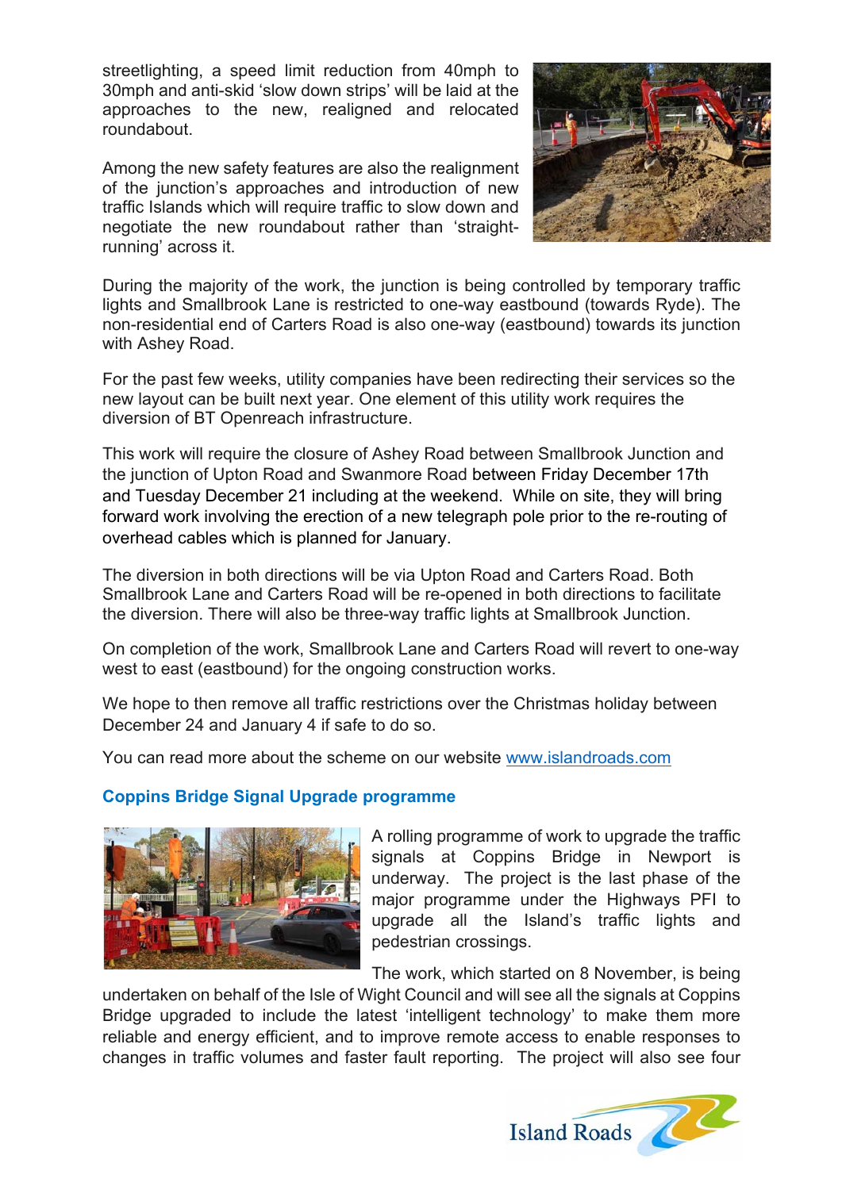streetlighting, a speed limit reduction from 40mph to 30mph and anti-skid 'slow down strips' will be laid at the approaches to the new, realigned and relocated roundabout.

Among the new safety features are also the realignment of the junction's approaches and introduction of new traffic Islands which will require traffic to slow down and negotiate the new roundabout rather than 'straight-running' across it.

During the majority of the work, the junction is being controlled by temporary traffic lights and Smallbrook Lane is restricted to one-way eastbound (towards Ryde). The non-residential end of Carters Road is also one-way (eastbound) towards its junction with Ashey Road.

For the past few weeks, utility companies have been redirecting their services so the new layout can be built next year. One element of this utility work requires the diversion of BT Openreach infrastructure.

This work will require the closure of Ashey Road between Smallbrook Junction and the junction of Upton Road and Swanmore Road between Friday December 17th and Tuesday December 21 including at the weekend. While on site, they will bring forward work involving the erection of a new telegraph pole prior to the re-routing of overhead cables which is planned for January.

The diversion in both directions will be via Upton Road and Carters Road. Both Smallbrook Lane and Carters Road will be re-opened in both directions to facilitate the diversion. There will also be three-way traffic lights at Smallbrook Junction.

On completion of the work, Smallbrook Lane and Carters Road will revert to one-way west to east (eastbound) for the ongoing construction works.

We hope to then remove all traffic restrictions over the Christmas holiday between December 24 and January 4 if safe to do so.

You can read more about the scheme on our website www.islandroads.com

## Coppins Bridge Signal Upgrade programme

A rolling programme of work to upgrade the traffic signals at Coppins Bridge in Newport is underway. The project is the last phase of the major programme under the Highways PFI to upgrade all the Island's traffic lights and pedestrian crossings.

The work, which started on 8 November, is being undertaken on behalf of the Isle of Wight Council and will see all the signals at Coppins Bridge upgraded to include the latest 'intelligent technology' to make them more reliable and energy efficient, and to improve remote access to enable responses to changes in traffic volumes and faster fault reporting. The project will also see four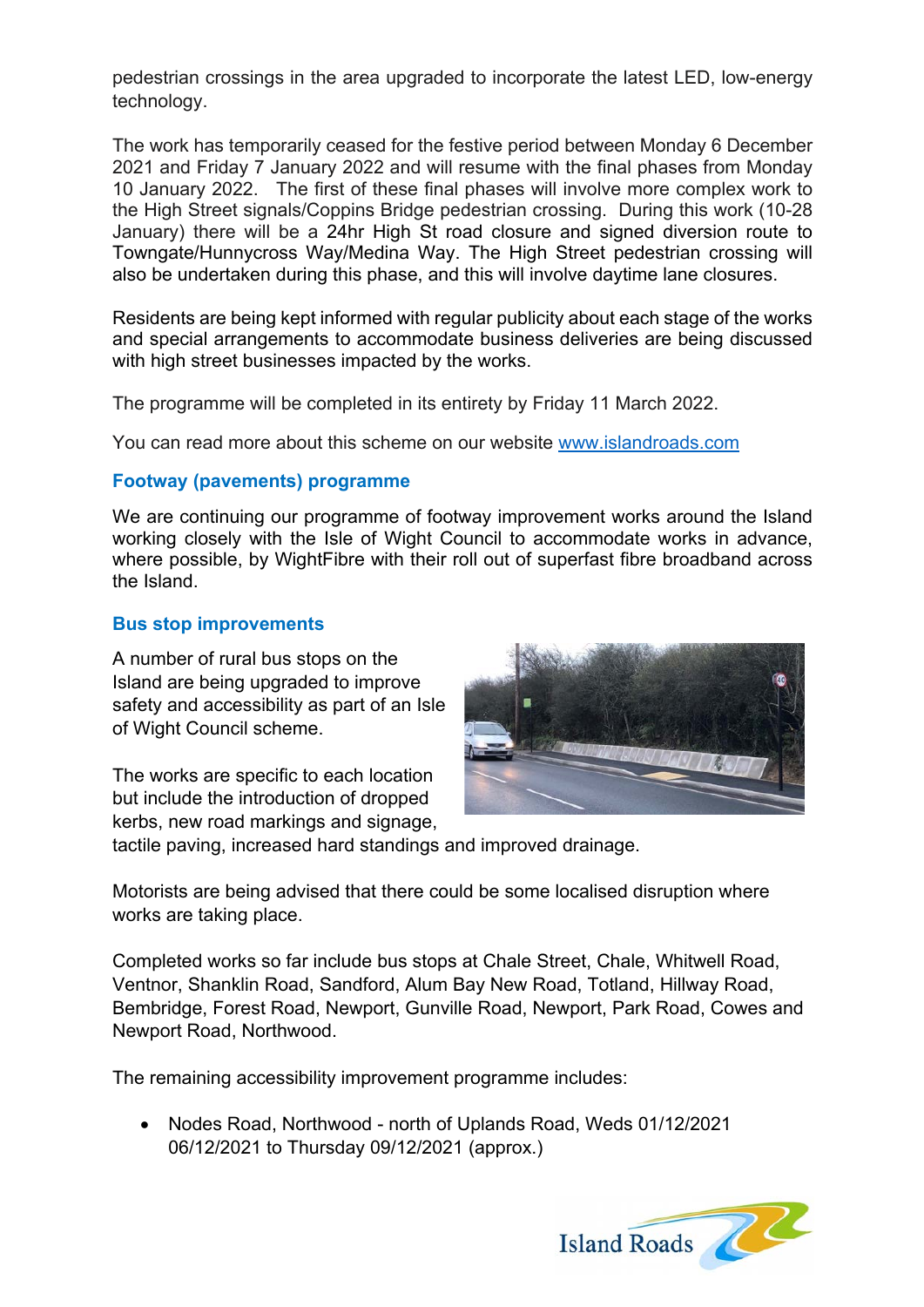pedestrian crossings in the area upgraded to incorporate the latest LED, low-energy technology.

The work has temporarily ceased for the festive period between Monday 6 December 2021 and Friday 7 January 2022 and will resume with the final phases from Monday 10 January 2022. The first of these final phases will involve more complex work to the High Street signals/Coppins Bridge pedestrian crossing. During this work (10-28 January) there will be a 24hr High St road closure and signed diversion route to Towngate/Hunnycross Way/Medina Way. The High Street pedestrian crossing will also be undertaken during this phase, and this will involve daytime lane closures.

Residents are being kept informed with regular publicity about each stage of the works and special arrangements to accommodate business deliveries are being discussed with high street businesses impacted by the works.

The programme will be completed in its entirety by Friday 11 March 2022.

You can read more about this scheme on our website [www.islandroads.com](http://www.islandroads.com)

### Footway (pavements) programme

We are continuing our programme of footway improvement works around the Island working closely with the Isle of Wight Council to accommodate works in advance, where possible, by WightFibre with their roll out of superfast fibre broadband across the Island.

### Bus stop improvements

A number of rural bus stops on the Island are being upgraded to improve safety and accessibility as part of an Isle of Wight Council scheme.

The works are specific to each location but include the introduction of dropped kerbs, new road markings and signage, tactile paving, increased hard standings and improved drainage.

Motorists are being advised that there could be some localised disruption where works are taking place.

Completed works so far include bus stops at Chale Street, Chale, Whitwell Road, Ventnor, Shanklin Road, Sandford, Alum Bay New Road, Totland, Hillway Road, Bembridge, Forest Road, Newport, Gunville Road, Newport, Park Road, Cowes and Newport Road, Northwood.

The remaining accessibility improvement programme includes:

- Nodes Road, Northwood - north of Uplands Road, Weds 01/12/2021 06/12/2021 to Thursday 09/12/2021 (approx.)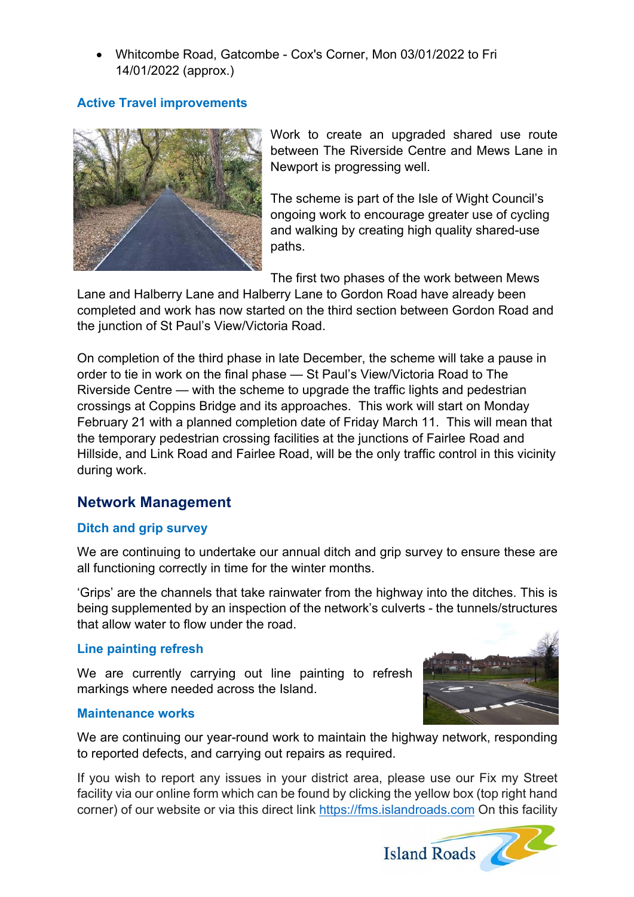- Whitcombe Road, Gatcombe - Cox's Corner, Mon 03/01/2022 to Fri 14/01/2022 (approx.)

### Active Travel improvements

Work to create an upgraded shared use route between The Riverside Centre and Mews Lane in Newport is progressing well.

The scheme is part of the Isle of Wight Council's ongoing work to encourage greater use of cycling and walking by creating high quality shared-use paths.

The first two phases of the work between Mews Lane and Halberry Lane and Halberry Lane to Gordon Road have already been completed and work has now started on the third section between Gordon Road and the junction of St Paul's View/Victoria Road.

On completion of the third phase in late December, the scheme will take a pause in order to tie in work on the final phase — St Paul's View/Victoria Road to The Riverside Centre — with the scheme to upgrade the traffic lights and pedestrian crossings at Coppins Bridge and its approaches. This work will start on Monday February 21 with a planned completion date of Friday March 11. This will mean that the temporary pedestrian crossing facilities at the junctions of Fairlee Road and Hillside, and Link Road and Fairlee Road, will be the only traffic control in this vicinity during work.

## Network Management

### Ditch and grip survey

We are continuing to undertake our annual ditch and grip survey to ensure these are all functioning correctly in time for the winter months.

'Grips' are the channels that take rainwater from the highway into the ditches. This is being supplemented by an inspection of the network's culverts - the tunnels/structures that allow water to flow under the road.

### Line painting refresh

We are currently carrying out line painting to refresh markings where needed across the Island.

### Maintenance works

We are continuing our year-round work to maintain the highway network, responding to reported defects, and carrying out repairs as required.

If you wish to report any issues in your district area, please use our Fix my Street facility via our online form which can be found by clicking the yellow box (top right hand corner) of our website or via this direct link https://fms.islandroads.com On this facility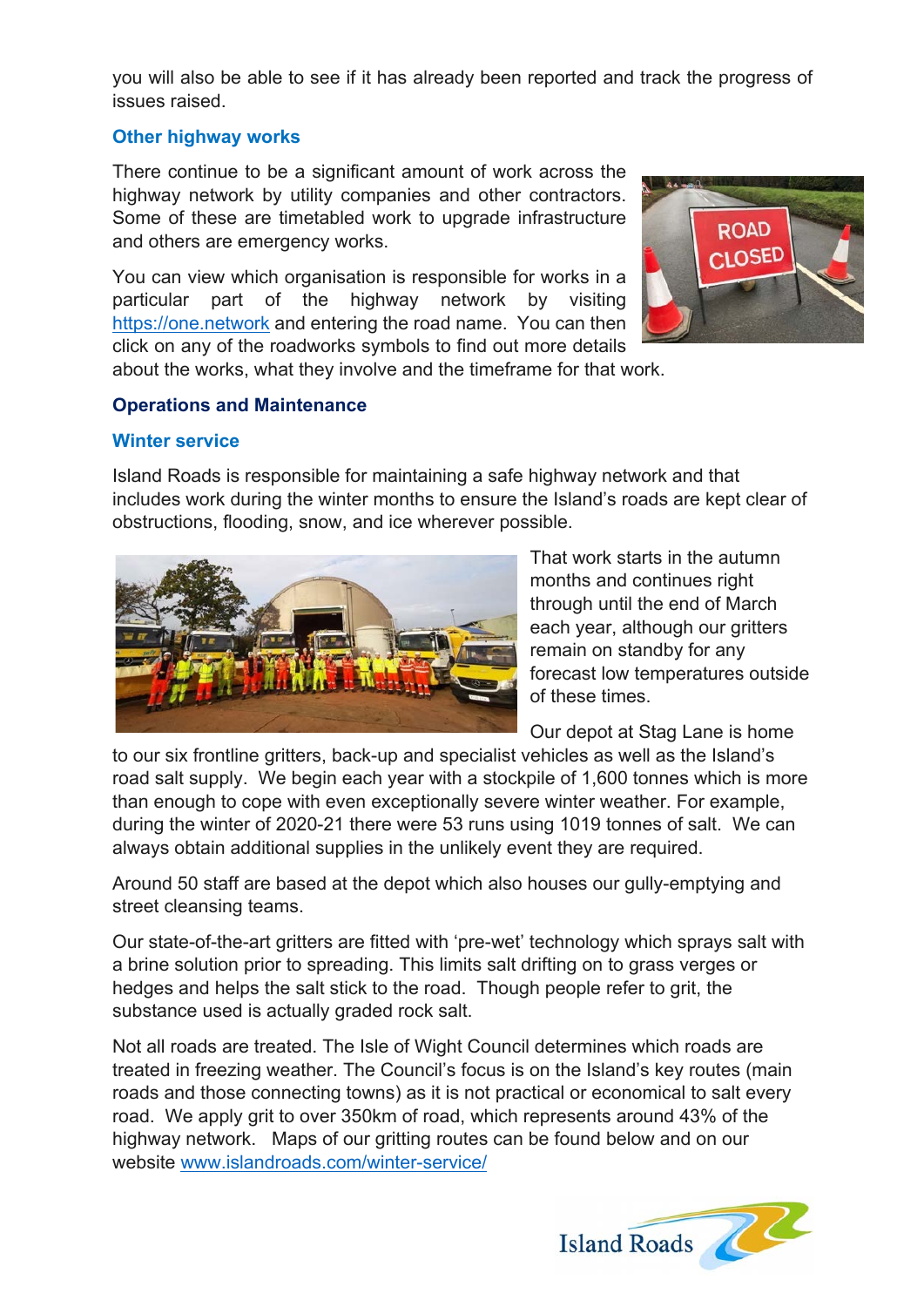you will also be able to see if it has already been reported and track the progress of issues raised.

### Other highway works

There continue to be a significant amount of work across the highway network by utility companies and other contractors. Some of these are timetabled work to upgrade infrastructure and others are emergency works.

You can view which organisation is responsible for works in a particular part of the highway network by visiting [https://one.network](https://one.network) and entering the road name. You can then click on any of the roadworks symbols to find out more details about the works, what they involve and the timeframe for that work.

## Operations and Maintenance

### Winter service

Island Roads is responsible for maintaining a safe highway network and that includes work during the winter months to ensure the Island's roads are kept clear of obstructions, flooding, snow, and ice wherever possible.

That work starts in the autumn months and continues right through until the end of March each year, although our gritters remain on standby for any forecast low temperatures outside of these times.

Our depot at Stag Lane is home to our six frontline gritters, back-up and specialist vehicles as well as the Island's road salt supply. We begin each year with a stockpile of 1,600 tonnes which is more than enough to cope with even exceptionally severe winter weather. For example, during the winter of 2020-21 there were 53 runs using 1019 tonnes of salt. We can always obtain additional supplies in the unlikely event they are required.

Around 50 staff are based at the depot which also houses our gully-emptying and street cleansing teams.

Our state-of-the-art gritters are fitted with 'pre-wet' technology which sprays salt with a brine solution prior to spreading. This limits salt drifting on to grass verges or hedges and helps the salt stick to the road. Though people refer to grit, the substance used is actually graded rock salt.

Not all roads are treated. The Isle of Wight Council determines which roads are treated in freezing weather. The Council's focus is on the Island's key routes (main roads and those connecting towns) as it is not practical or economical to salt every road. We apply grit to over 350km of road, which represents around 43% of the highway network. Maps of our gritting routes can be found below and on our website [www.islandroads.com/winter-service/](www.islandroads.com/winter-service/)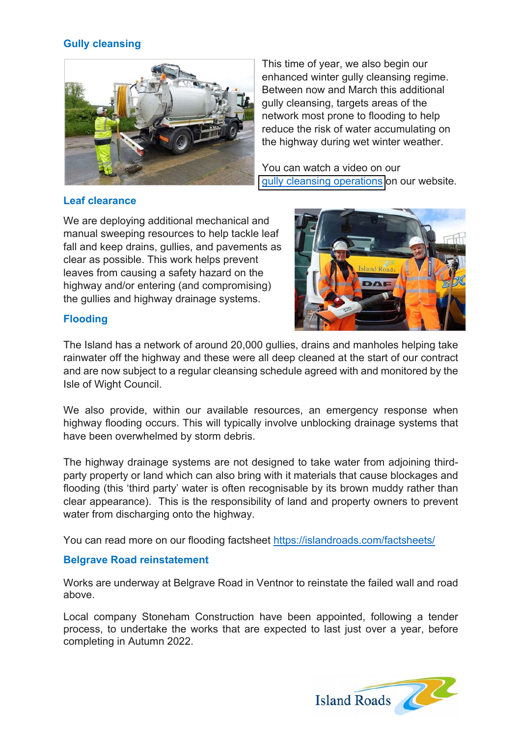## Gully cleansing

This time of year, we also begin our enhanced winter gully cleansing regime. Between now and March this additional gully cleansing, targets areas of the network most prone to flooding to help reduce the risk of water accumulating on the highway during wet winter weather.

You can watch a video on our gully cleansing operations on our website.

## Leaf clearance

We are deploying additional mechanical and manual sweeping resources to help tackle leaf fall and keep drains, gullies, and pavements as clear as possible. This work helps prevent leaves from causing a safety hazard on the highway and/or entering (and compromising) the gullies and highway drainage systems.

## Flooding

The Island has a network of around 20,000 gullies, drains and manholes helping take rainwater off the highway and these were all deep cleaned at the start of our contract and are now subject to a regular cleansing schedule agreed with and monitored by the Isle of Wight Council.

We also provide, within our available resources, an emergency response when highway flooding occurs. This will typically involve unblocking drainage systems that have been overwhelmed by storm debris.

The highway drainage systems are not designed to take water from adjoining third-party property or land which can also bring with it materials that cause blockages and flooding (this 'third party' water is often recognisable by its brown muddy rather than clear appearance). This is the responsibility of land and property owners to prevent water from discharging onto the highway.

You can read more on our flooding factsheet https://islandroads.com/factsheets/

## Belgrave Road reinstatement

Works are underway at Belgrave Road in Ventnor to reinstate the failed wall and road above.

Local company Stoneham Construction have been appointed, following a tender process, to undertake the works that are expected to last just over a year, before completing in Autumn 2022.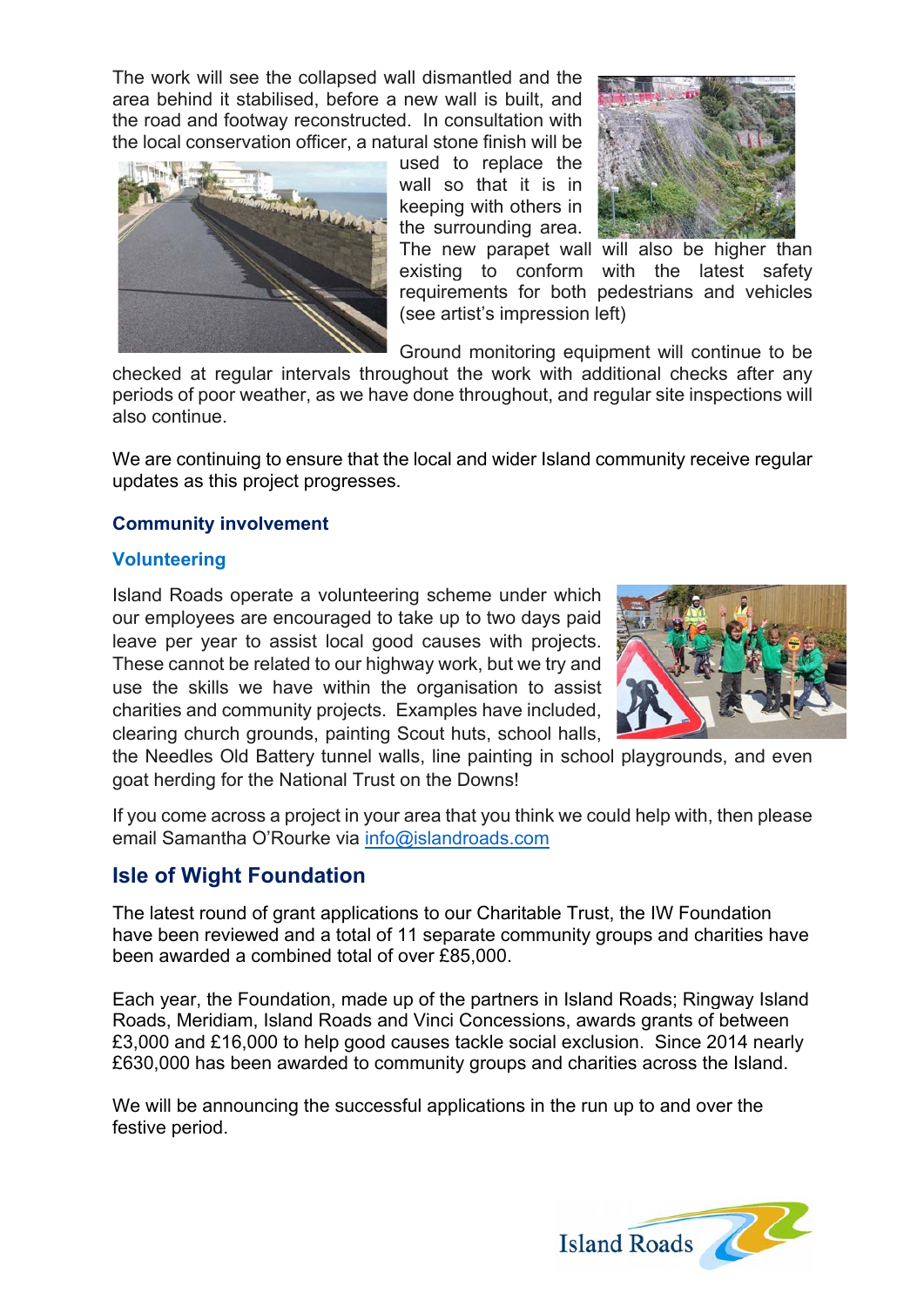The work will see the collapsed wall dismantled and the area behind it stabilised, before a new wall is built, and the road and footway reconstructed. In consultation with the local conservation officer, a natural stone finish will be used to replace the wall so that it is in keeping with others in the surrounding area. The new parapet wall will also be higher than existing to conform with the latest safety requirements for both pedestrians and vehicles (see artist's impression left)

Ground monitoring equipment will continue to be checked at regular intervals throughout the work with additional checks after any periods of poor weather, as we have done throughout, and regular site inspections will also continue.

We are continuing to ensure that the local and wider Island community receive regular updates as this project progresses.

### Community involvement

#### Volunteering

Island Roads operate a volunteering scheme under which our employees are encouraged to take up to two days paid leave per year to assist local good causes with projects. These cannot be related to our highway work, but we try and use the skills we have within the organisation to assist charities and community projects. Examples have included, clearing church grounds, painting Scout huts, school halls, the Needles Old Battery tunnel walls, line painting in school playgrounds, and even goat herding for the National Trust on the Downs!

If you come across a project in your area that you think we could help with, then please email Samantha O'Rourke via info@islandroads.com

## Isle of Wight Foundation

The latest round of grant applications to our Charitable Trust, the IW Foundation have been reviewed and a total of 11 separate community groups and charities have been awarded a combined total of over £85,000.

Each year, the Foundation, made up of the partners in Island Roads; Ringway Island Roads, Meridiam, Island Roads and Vinci Concessions, awards grants of between £3,000 and £16,000 to help good causes tackle social exclusion. Since 2014 nearly £630,000 has been awarded to community groups and charities across the Island.

We will be announcing the successful applications in the run up to and over the festive period.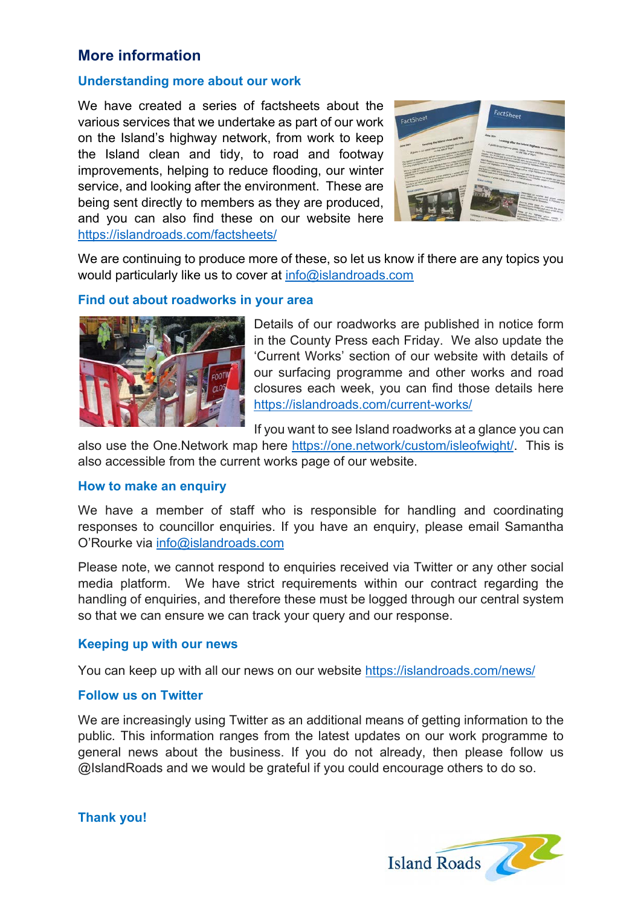## More information

### Understanding more about our work

We have created a series of factsheets about the various services that we undertake as part of our work on the Island's highway network, from work to keep the Island clean and tidy, to road and footway improvements, helping to reduce flooding, our winter service, and looking after the environment. These are being sent directly to members as they are produced, and you can also find these on our website here https://islandroads.com/factsheets/

We are continuing to produce more of these, so let us know if there are any topics you would particularly like us to cover at info@islandroads.com

### Find out about roadworks in your area

Details of our roadworks are published in notice form in the County Press each Friday. We also update the 'Current Works' section of our website with details of our surfacing programme and other works and road closures each week, you can find those details here https://islandroads.com/current-works/

If you want to see Island roadworks at a glance you can also use the One.Network map here https://one.network/custom/isleofwight/. This is also accessible from the current works page of our website.

### How to make an enquiry

We have a member of staff who is responsible for handling and coordinating responses to councillor enquiries. If you have an enquiry, please email Samantha O'Rourke via info@islandroads.com

Please note, we cannot respond to enquiries received via Twitter or any other social media platform. We have strict requirements within our contract regarding the handling of enquiries, and therefore these must be logged through our central system so that we can ensure we can track your query and our response.

### Keeping up with our news

You can keep up with all our news on our website https://islandroads.com/news/

### Follow us on Twitter

We are increasingly using Twitter as an additional means of getting information to the public. This information ranges from the latest updates on our work programme to general news about the business. If you do not already, then please follow us @IslandRoads and we would be grateful if you could encourage others to do so.

### Thank you!

Island Roads